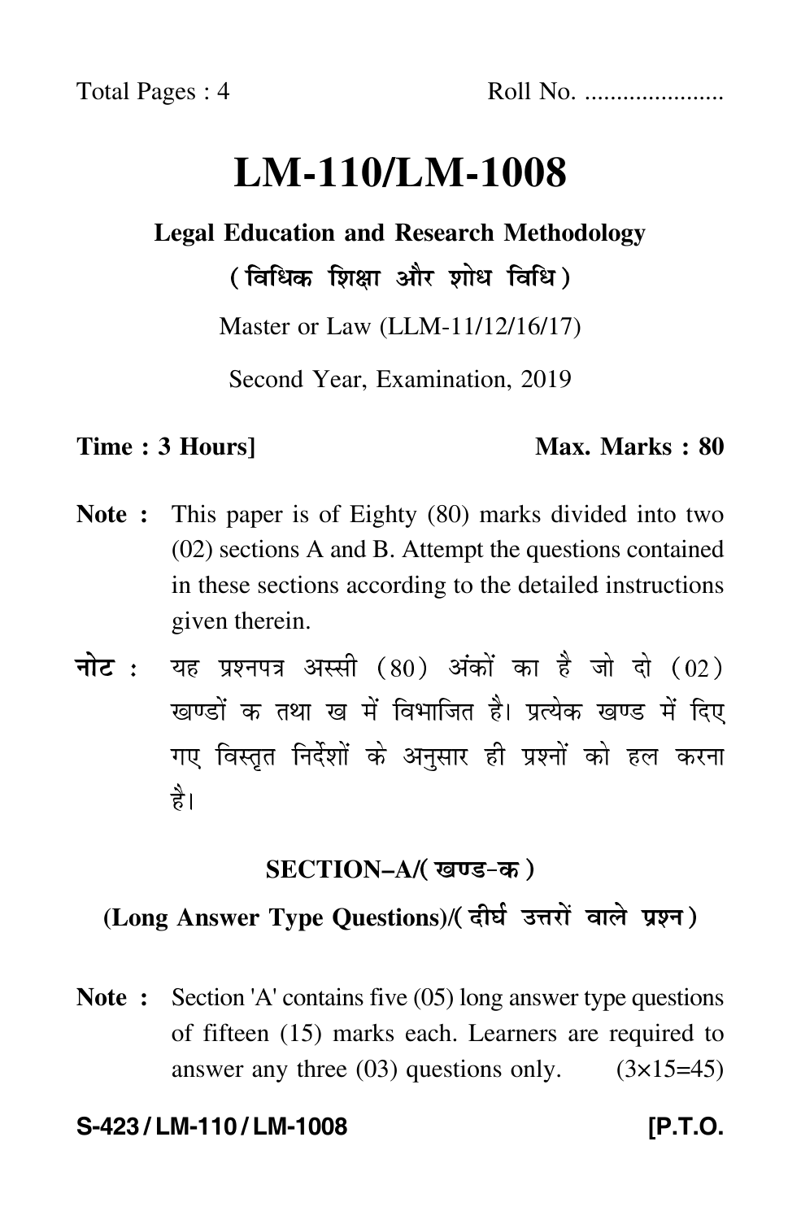Total Pages : 4 Roll No. .....................

# LM-110/LM-1008

**Legal Education and Research Methodology**

**( विधिक शिक्षा और शोध विधि )**

Master or Law (LLM-11/12/16/17)

Second Year, Examination, 2019

**Time : 3 Hours]** **Max. Marks : 80**

**Note :** This paper is of Eighty (80) marks divided into two (02) sections A and B. Attempt the questions contained in these sections according to the detailed instructions given therein.

**नोट :** यह प्रश्नपत्र अस्सी (80) अंकों का है जो दो (02) खण्डों क तथा ख में विभाजित है। प्रत्येक खण्ड में दिए गए विस्तृत निर्देशों के अनुसार ही प्रश्नों को हल करना है।

## SECTION–A/( खण्ड-क )

**(Long Answer Type Questions)/( दीर्घ उत्तरों वाले प्रश्न )**

**Note :** Section 'A' contains five (05) long answer type questions of fifteen (15) marks each. Learners are required to answer any three (03) questions only. (3×15=45)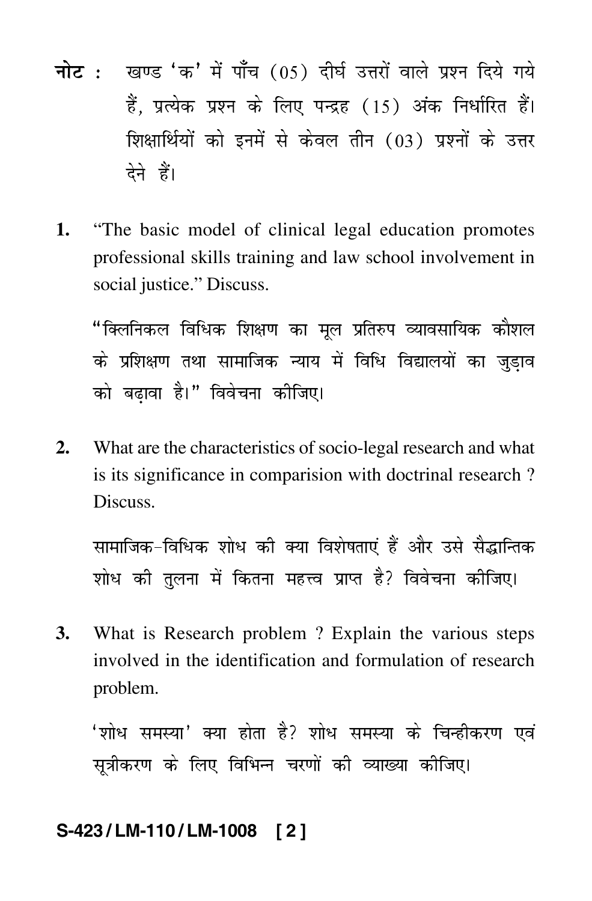**नोट :** खण्ड 'क' में पाँच (05) दीर्घ उत्तरों वाले प्रश्न दिये गये हैं, प्रत्येक प्रश्न के लिए पन्द्रह (15) अंक निर्धारित हैं। शिक्षार्थियों को इनमें से केवल तीन (03) प्रश्नों के उत्तर देने हैं।

**1.** "The basic model of clinical legal education promotes professional skills training and law school involvement in social justice." Discuss.

"क्लिनिकल विधिक शिक्षण का मूल प्रतिरुप व्यावसायिक कौशल के प्रशिक्षण तथा सामाजिक न्याय में विधि विद्यालयों का जुड़ाव को बढ़ावा है।" विवेचना कीजिए।

**2.** What are the characteristics of socio-legal research and what is its significance in comparision with doctrinal research ? Discuss.

सामाजिक-विधिक शोध की क्या विशेषताएं हैं और उसे सैद्धान्तिक शोध की तुलना में कितना महत्त्व प्राप्त है? विवेचना कीजिए।

**3.** What is Research problem ? Explain the various steps involved in the identification and formulation of research problem.

'शोध समस्या' क्या होता है? शोध समस्या के चिन्हीकरण एवं सूत्रीकरण के लिए विभिन्न चरणों की व्याख्या कीजिए।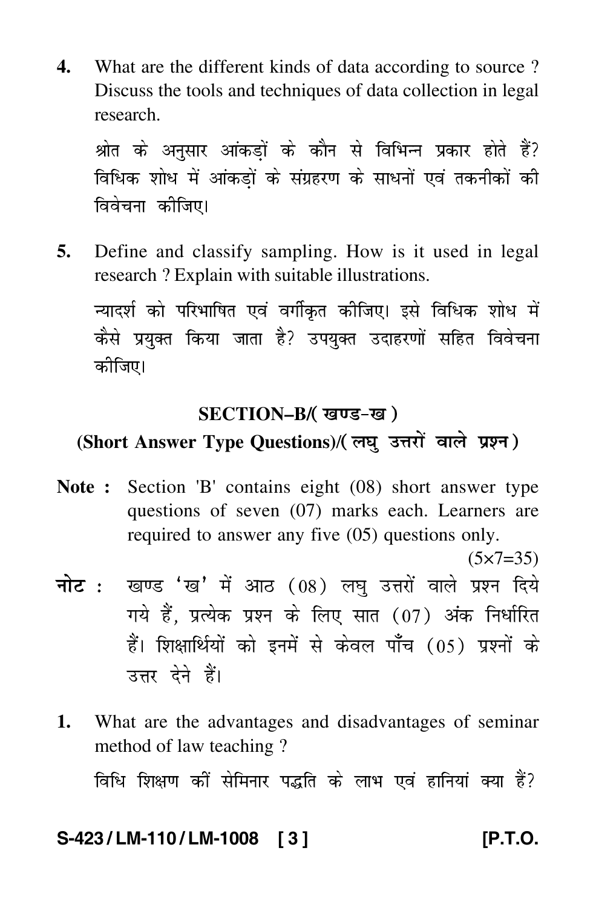4. What are the different kinds of data according to source ? Discuss the tools and techniques of data collection in legal research.

   श्रोत के अनुसार आंकड़ों के कौन से विभिन्न प्रकार होते हैं? विधिक शोध में आंकड़ों के संग्रहरण के साधनों एवं तकनीकों की विवेचना कीजिए।

5. Define and classify sampling. How is it used in legal research ? Explain with suitable illustrations.

   न्यादर्श को परिभाषित एवं वर्गीकृत कीजिए। इसे विधिक शोध में कैसे प्रयुक्त किया जाता है? उपयुक्त उदाहरणों सहित विवेचना कीजिए।

## SECTION–B/( खण्ड-ख )

### (Short Answer Type Questions)/( लघु उत्तरों वाले प्रश्न )

**Note :** Section 'B' contains eight (08) short answer type questions of seven (07) marks each. Learners are required to answer any five (05) questions only.

(5×7=35)

**नोट :** खण्ड 'ख' में आठ (08) लघु उत्तरों वाले प्रश्न दिये गये हैं, प्रत्येक प्रश्न के लिए सात (07) अंक निर्धारित हैं। शिक्षार्थियों को इनमें से केवल पाँच (05) प्रश्नों के उत्तर देने हैं।

1. What are the advantages and disadvantages of seminar method of law teaching ?

   विधि शिक्षण कीं सेमिनार पद्धति के लाभ एवं हानियां क्या हैं?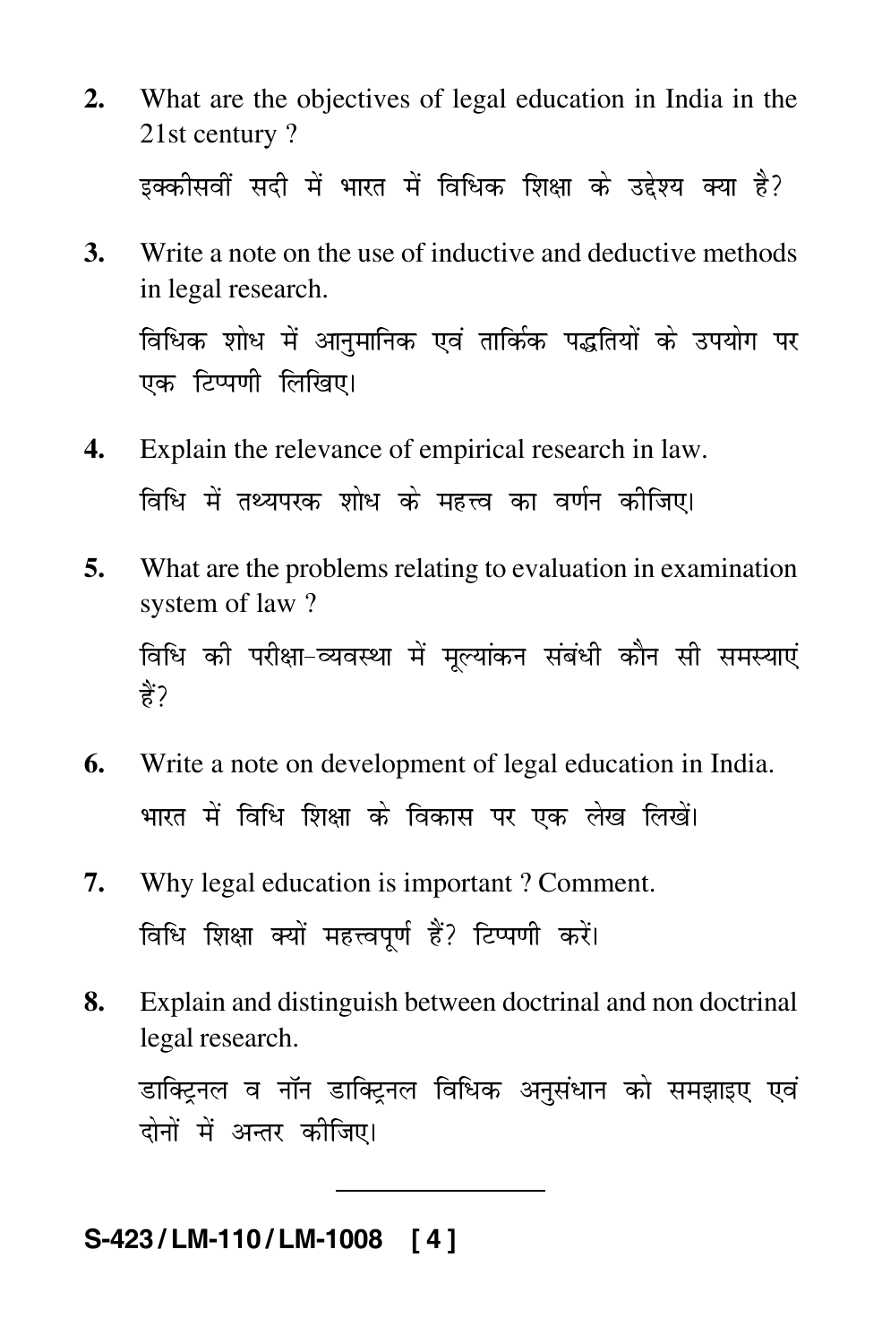2. What are the objectives of legal education in India in the 21st century ?

   इक्कीसवीं सदी में भारत में विधिक शिक्षा के उद्देश्य क्या है?

3. Write a note on the use of inductive and deductive methods in legal research.

   विधिक शोध में आनुमानिक एवं तार्किक पद्धतियों के उपयोग पर एक टिप्पणी लिखिए।

4. Explain the relevance of empirical research in law.

   विधि में तथ्यपरक शोध के महत्त्व का वर्णन कीजिए।

5. What are the problems relating to evaluation in examination system of law ?

   विधि की परीक्षा-व्यवस्था में मूल्यांकन संबंधी कौन सी समस्याएं हैं?

6. Write a note on development of legal education in India.

   भारत में विधि शिक्षा के विकास पर एक लेख लिखें।

7. Why legal education is important ? Comment.

   विधि शिक्षा क्यों महत्त्वपूर्ण हैं? टिप्पणी करें।

8. Explain and distinguish between doctrinal and non doctrinal legal research.

   डाक्ट्रिनल व नॉन डाक्ट्रिनल विधिक अनुसंधान को समझाइए एवं दोनों में अन्तर कीजिए।

---

**S-423 / LM-110 / LM-1008**